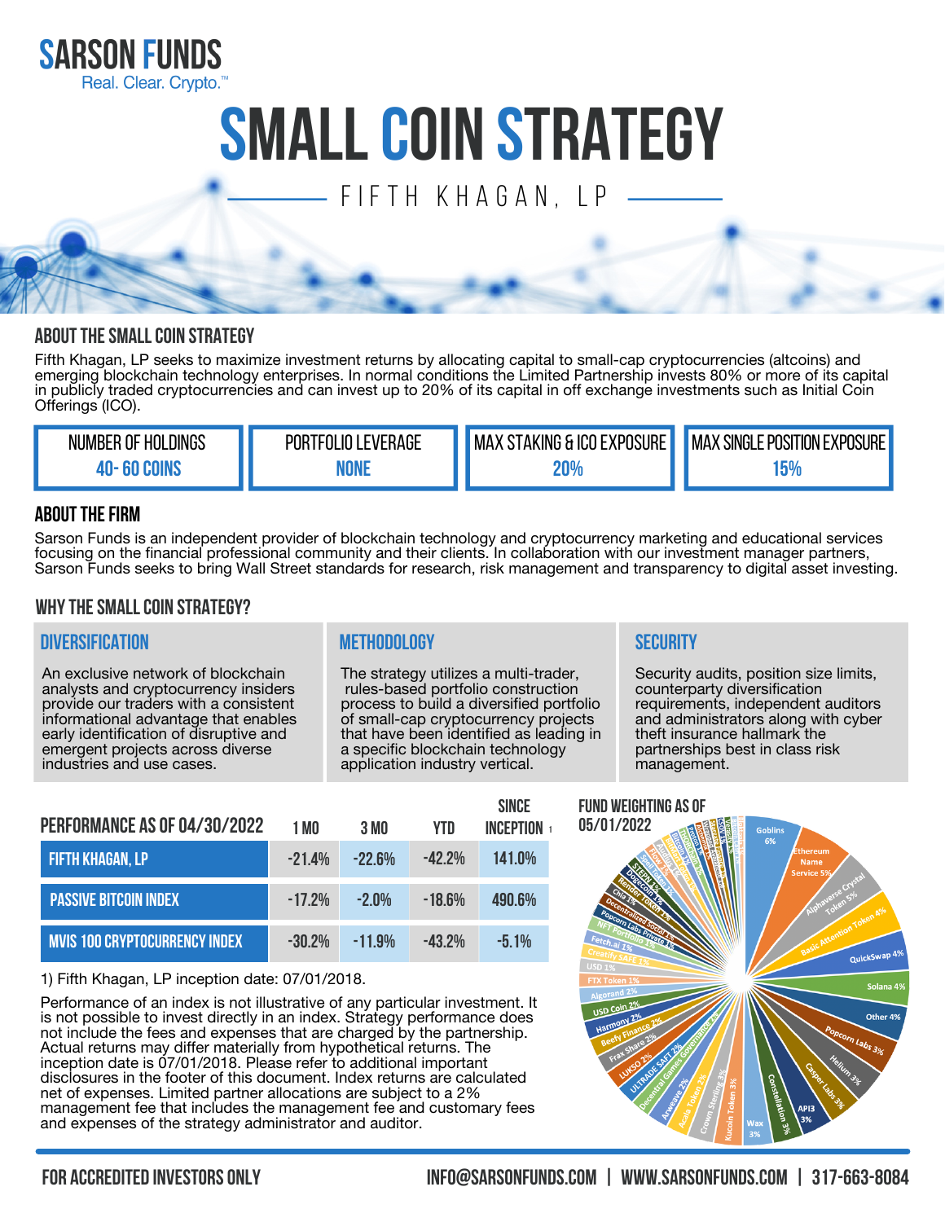# SARSON FUNDS

Real. Clear. Crypto.™

# SMALL COIN STRATEGY

## FIFTH KHAGAN, LP

### ABOUT THE SMALL COIN STRATEGY

Fifth Khagan, LP seeks to maximize investment returns by allocating capital to small-cap cryptocurrencies (altcoins) and emerging blockchain technology enterprises. In normal conditions the Limited Partnership invests 80% or more of its capital in publicly traded cryptocurrencies and can invest up to 20% of its capital in off exchange investments such as Initial Coin Offerings (ICO).

| NUMBER OF HOLDINGS | PORTFOLIO LEVERAGE | MAX STAKING & ICO EXPOSURE | MAX SINGLE POSITION EXPOSURE |
|---|---|---|---|
| 40- 60 COINS | NONE | 20% | 15% |

### ABOUT THE FIRM

Sarson Funds is an independent provider of blockchain technology and cryptocurrency marketing and educational services focusing on the financial professional community and their clients. In collaboration with our investment manager partners, Sarson Funds seeks to bring Wall Street standards for research, risk management and transparency to digital asset investing.

### WHY THE SMALL COIN STRATEGY?

#### DIVERSIFICATION

An exclusive network of blockchain analysts and cryptocurrency insiders provide our traders with a consistent informational advantage that enables early identification of disruptive and emergent projects across diverse industries and use cases.

#### METHODOLOGY

The strategy utilizes a multi-trader, rules-based portfolio construction process to build a diversified portfolio of small-cap cryptocurrency projects that have been identified as leading in a specific blockchain technology application industry vertical.

#### SECURITY

Security audits, position size limits, counterparty diversification requirements, independent auditors and administrators along with cyber theft insurance hallmark the partnerships best in class risk management.

### PERFORMANCE AS OF 04/30/2022

| | 1 MO | 3 MO | YTD | SINCE INCEPTION [1] |
|---|---|---|---|---|
| FIFTH KHAGAN, LP | -21.4% | -22.6% | -42.2% | 141.0% |
| PASSIVE BITCOIN INDEX | -17.2% | -2.0% | -18.6% | 490.6% |
| MVIS 100 CRYPTOCURRENCY INDEX | -30.2% | -11.9% | -43.2% | -5.1% |

1) Fifth Khagan, LP inception date: 07/01/2018.

Performance of an index is not illustrative of any particular investment. It is not possible to invest directly in an index. Strategy performance does not include the fees and expenses that are charged by the partnership. Actual returns may differ materially from hypothetical returns. The inception date is 07/01/2018. Please refer to additional important disclosures in the footer of this document. Index returns are calculated net of expenses. Limited partner allocations are subject to a 2% management fee that includes the management fee and customary fees and expenses of the strategy administrator and auditor.

### FUND WEIGHTING AS OF 05/01/2022

Goblins 6%, Ethereum Name Service 5%, Alphaverse Crystal Token 5%, Basic Attention Token 4%, QuickSwap 4%, Solana 4%, Other 4%, Popcorn Labs 3%, Helium 3%, Casper Labs 3%, API3 3%, Constellation 3%, Wax 3%, Kucoin Token 3%, Crown Sterling 3%, Acala Token 2%, Arweave 2%, Decentral Games Governance 2%, ULTRADE SAFT 2%, LUKSO 2%, Frax Share 2%, Beefy Finance 2%, Harmony 2%, USD Coin 2%, Algorand 2%, FTX Token 1%, USD 1%, Creatify SAFE 1%, Fetch.ai 1%, NFT Portfolio 1%, Popcorn Labs Private 1%, Decentralized Social 1%, Chia 1%, Render Token 1%, Dogecoin 1%, STEPN 1%, Flow 1%, Spell Token 1%

FOR ACCREDITED INVESTORS ONLY

INFO@SARSONFUNDS.COM | WWW.SARSONFUNDS.COM | 317-663-8084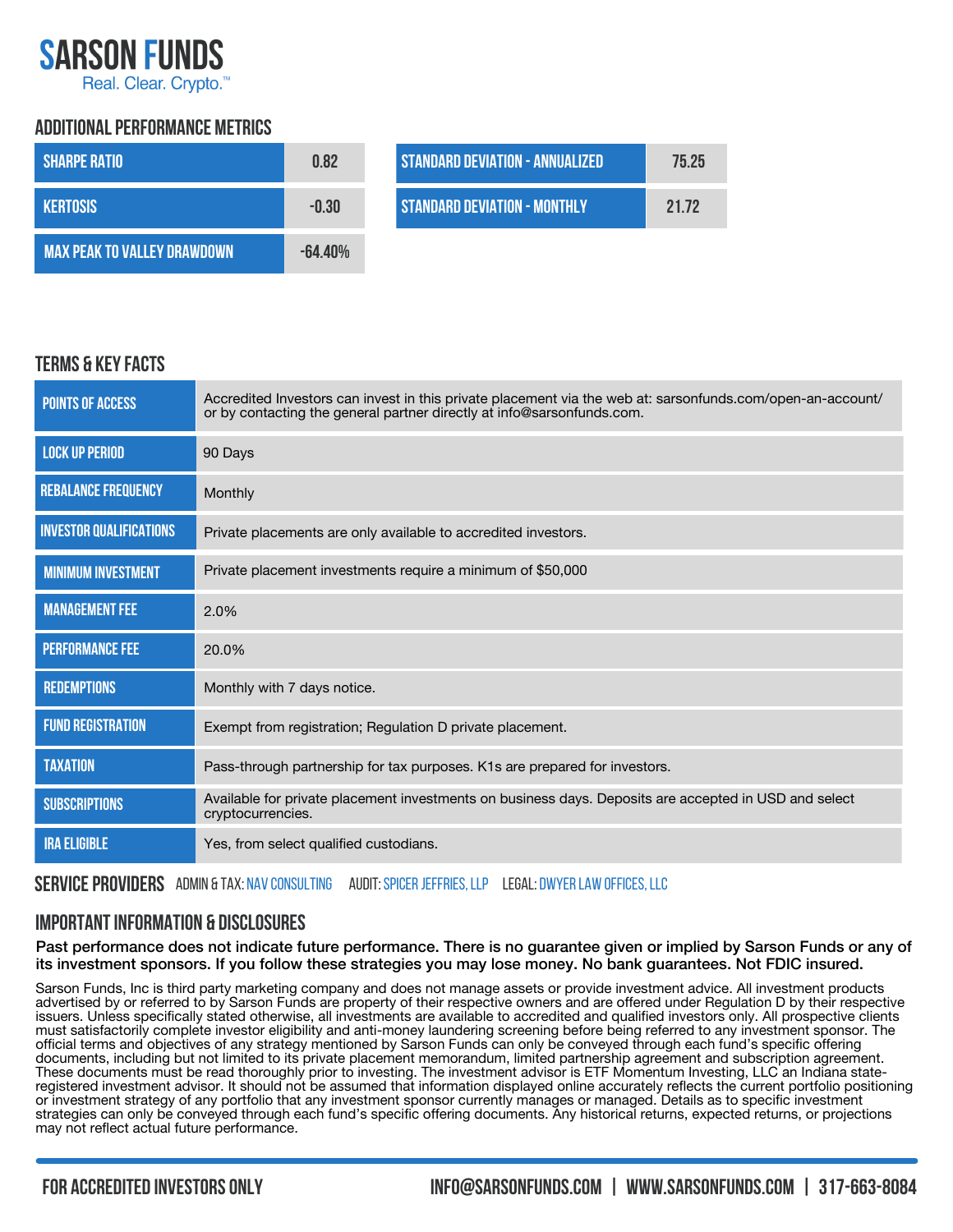# SARSON FUNDS

Real. Clear. Crypto.™

## ADDITIONAL PERFORMANCE METRICS

| | | | |
|---|---|---|---|
| SHARPE RATIO | 0.82 | STANDARD DEVIATION - ANNUALIZED | 75.25 |
| KERTOSIS | -0.30 | STANDARD DEVIATION - MONTHLY | 21.72 |
| MAX PEAK TO VALLEY DRAWDOWN | -64.40% | | |

## TERMS & KEY FACTS

| | |
|---|---|
| POINTS OF ACCESS | Accredited Investors can invest in this private placement via the web at: sarsonfunds.com/open-an-account/ or by contacting the general partner directly at info@sarsonfunds.com. |
| LOCK UP PERIOD | 90 Days |
| REBALANCE FREQUENCY | Monthly |
| INVESTOR QUALIFICATIONS | Private placements are only available to accredited investors. |
| MINIMUM INVESTMENT | Private placement investments require a minimum of $50,000 |
| MANAGEMENT FEE | 2.0% |
| PERFORMANCE FEE | 20.0% |
| REDEMPTIONS | Monthly with 7 days notice. |
| FUND REGISTRATION | Exempt from registration; Regulation D private placement. |
| TAXATION | Pass-through partnership for tax purposes. K1s are prepared for investors. |
| SUBSCRIPTIONS | Available for private placement investments on business days. Deposits are accepted in USD and select cryptocurrencies. |
| IRA ELIGIBLE | Yes, from select qualified custodians. |

**SERVICE PROVIDERS** ADMIN & TAX: NAV CONSULTING AUDIT: SPICER JEFFRIES, LLP LEGAL: DWYER LAW OFFICES, LLC

## IMPORTANT INFORMATION & DISCLOSURES

**Past performance does not indicate future performance. There is no guarantee given or implied by Sarson Funds or any of its investment sponsors. If you follow these strategies you may lose money. No bank guarantees. Not FDIC insured.**

Sarson Funds, Inc is third party marketing company and does not manage assets or provide investment advice. All investment products advertised by or referred to by Sarson Funds are property of their respective owners and are offered under Regulation D by their respective issuers. Unless specifically stated otherwise, all investments are available to accredited and qualified investors only. All prospective clients must satisfactorily complete investor eligibility and anti-money laundering screening before being referred to any investment sponsor. The official terms and objectives of any strategy mentioned by Sarson Funds can only be conveyed through each fund's specific offering documents, including but not limited to its private placement memorandum, limited partnership agreement and subscription agreement. These documents must be read thoroughly prior to investing. The investment advisor is ETF Momentum Investing, LLC an Indiana state-registered investment advisor. It should not be assumed that information displayed online accurately reflects the current portfolio positioning or investment strategy of any portfolio that any investment sponsor currently manages or managed. Details as to specific investment strategies can only be conveyed through each fund's specific offering documents. Any historical returns, expected returns, or projections may not reflect actual future performance.

FOR ACCREDITED INVESTORS ONLY INFO@SARSONFUNDS.COM | WWW.SARSONFUNDS.COM | 317-663-8084